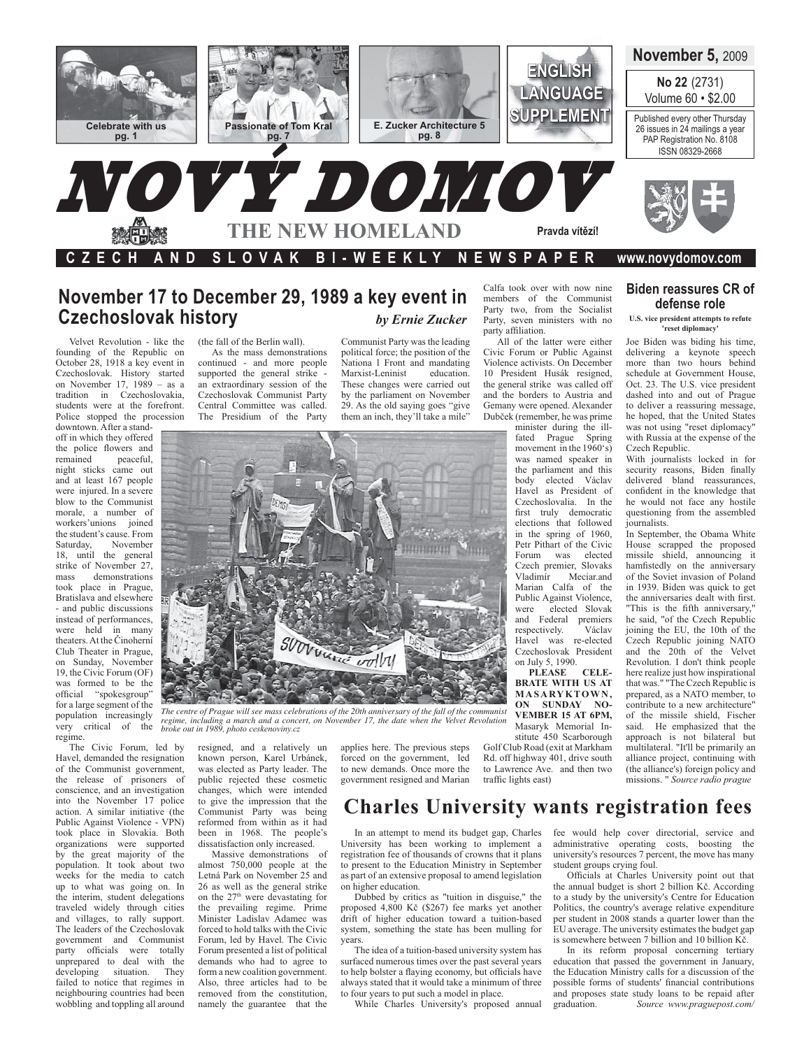November 5, 2009

**No 22** (2731)
Volume 60 • $2.00

Published every other Thursday
26 issues in 24 mailings a year
PAP Registration No. 8108
ISSN 08329-2668

Celebrate with us pg. 1 | Passionate of Tom Kral pg. 7 | E. Zucker Architecture 5 pg. 8

ENGLISH LANGUAGE SUPPLEMENT

# NOVÝ DOMOV

## THE NEW HOMELAND

Pravda vítězí!

CZECH AND SLOVAK BI-WEEKLY NEWSPAPER www.novydomov.com

## November 17 to December 29, 1989 a key event in Czechoslovak history

*by Ernie Zucker*

Velvet Revolution - like the founding of the Republic on October 28, 1918 a key event in Czechoslovak. History started on November 17, 1989 – as a tradition in Czechoslovakia, students were at the forefront. Police stopped the procession downtown. After a stand-off in which they offered the police flowers and remained peaceful, night sticks came out and at least 167 people were injured. In a severe blow to the Communist morale, a number of workers'unions joined the student's cause. From Saturday, November 18, until the general strike of November 27, mass demonstrations took place in Prague, Bratislava and elsewhere - and public discussions instead of performances, were held in many theaters. At the Činoherní Club Theater in Prague, on Sunday, November 19, the Civic Forum (OF) was formed to be the official "spokesgroup" for a large segment of the population increasingly very critical of the regime.

The Civic Forum, led by Havel, demanded the resignation of the Communist government, the release of prisoners of conscience, and an investigation into the November 17 police action. A similar initiative (the Public Against Violence - VPN) took place in Slovakia. Both organizations were supported by the great majority of the population. It took about two weeks for the media to catch up to what was going on. In the interim, student delegations traveled widely through cities and villages, to rally support. The leaders of the Czechoslovak government and Communist party officials were totally unprepared to deal with the developing situation. They failed to notice that regimes in neighbouring countries had been wobbling and toppling all around (the fall of the Berlin wall).

As the mass demonstrations continued - and more people supported the general strike - an extraordinary session of the Czechoslovak Communist Party Central Committee was called. The Presidium of the Party resigned, and a relatively un known person, Karel Urbánek, was elected as Party leader. The public rejected these cosmetic changes, which were intended to give the impression that the Communist Party was being reformed from within as it had been in 1968. The people's dissatisfaction only increased.

Massive demonstrations of almost 750,000 people at the Letná Park on November 25 and 26 as well as the general strike on the 27th were devastating for the prevailing regime. Prime Minister Ladislav Adamec was forced to hold talks with the Civic Forum, led by Havel. The Civic Forum presented a list of political demands who had to agree to form a new coalition government. Also, three articles had to be removed from the constitution, namely the guarantee that the Communist Party was the leading political force; the position of the Nationa l Front and mandating Marxist-Leninist education. These changes were carried out by the parliament on November 29. As the old saying goes "give them an inch, they'll take a mile" applies here. The previous steps forced on the government, led to new demands. Once more the government resigned and Marian Calfa took over with now nine members of the Communist Party two, from the Socialist Party, seven ministers with no party affiliation.

All of the latter were either Civic Forum or Public Against Violence activists. On December 10 President Husák resigned, the general strike was called off and the borders to Austria and Gemany were opened. Alexander Dubček (remember, he was prime minister during the ill-fated Prague Spring movement in the 1960's) was named speaker in the parliament and this body elected Václav Havel as President of Czechoslovalia. In the first truly democratic elections that followed in the spring of 1960, Petr Pithart of the Civic Forum was elected Czech premier, Slovaks Vladimír Meciar.and Marian Calfa of the Public Against Violence, were elected Slovak and Federal premiers respectively. Václav Havel was re-elected Czechoslovak President on July 5, 1990.

**PLEASE CELEBRATE WITH US AT MASARYKTOWN, ON SUNDAY NOVEMBER 15 AT 6PM,** Masaryk Memorial Institute 450 Scarborough Golf Club Road (exit at Markham Rd. off highway 401, drive south to Lawrence Ave. and then two traffic lights east)

*The centre of Prague will see mass celebrations of the 20th anniversary of the fall of the communist regime, including a march and a concert, on November 17, the date when the Velvet Revolution broke out in 1989, photo ceskenoviny.cz*

## Biden reassures CR of defense role

**U.S. vice president attempts to refute 'reset diplomacy'**

Joe Biden was biding his time, delivering a keynote speech more than two hours behind schedule at Government House, Oct. 23. The U.S. vice president dashed into and out of Prague to deliver a reassuring message, he hoped, that the United States was not using "reset diplomacy" with Russia at the expense of the Czech Republic.

With journalists locked in for security reasons, Biden finally delivered bland reassurances, confident in the knowledge that he would not face any hostile questioning from the assembled journalists.

In September, the Obama White House scrapped the proposed missile shield, announcing it hamfistedly on the anniversary of the Soviet invasion of Poland in 1939. Biden was quick to get the anniversaries dealt with first. "This is the fifth anniversary," he said, "of the Czech Republic joining the EU, the 10th of the Czech Republic joining NATO and the 20th of the Velvet Revolution. I don't think people here realize just how inspirational that was." "The Czech Republic is prepared, as a NATO member, to contribute to a new architecture" of the missile shield, Fischer said. He emphasized that the approach is not bilateral but multilateral. "It'll be primarily an alliance project, continuing with (the alliance's) foreign policy and missions. " *Source radio prague*

## Charles University wants registration fees

In an attempt to mend its budget gap, Charles University has been working to implement a registration fee of thousands of crowns that it plans to present to the Education Ministry in September as part of an extensive proposal to amend legislation on higher education.

Dubbed by critics as "tuition in disguise," the proposed 4,800 Kč ($267) fee marks yet another drift of higher education toward a tuition-based system, something the state has been mulling for years.

The idea of a tuition-based university system has surfaced numerous times over the past several years to help bolster a flaying economy, but officials have always stated that it would take a minimum of three to four years to put such a model in place.

While Charles University's proposed annual fee would help cover directorial, service and administrative operating costs, boosting the university's resources 7 percent, the move has many student groups crying foul.

Officials at Charles University point out that the annual budget is short 2 billion Kč. According to a study by the university's Centre for Education Politics, the country's average relative expenditure per student in 2008 stands a quarter lower than the EU average. The university estimates the budget gap is somewhere between 7 billion and 10 billion Kč.

In its reform proposal concerning tertiary education that passed the government in January, the Education Ministry calls for a discussion of the possible forms of students' financial contributions and proposes state study loans to be repaid after graduation. *Source www.praguepost.com/*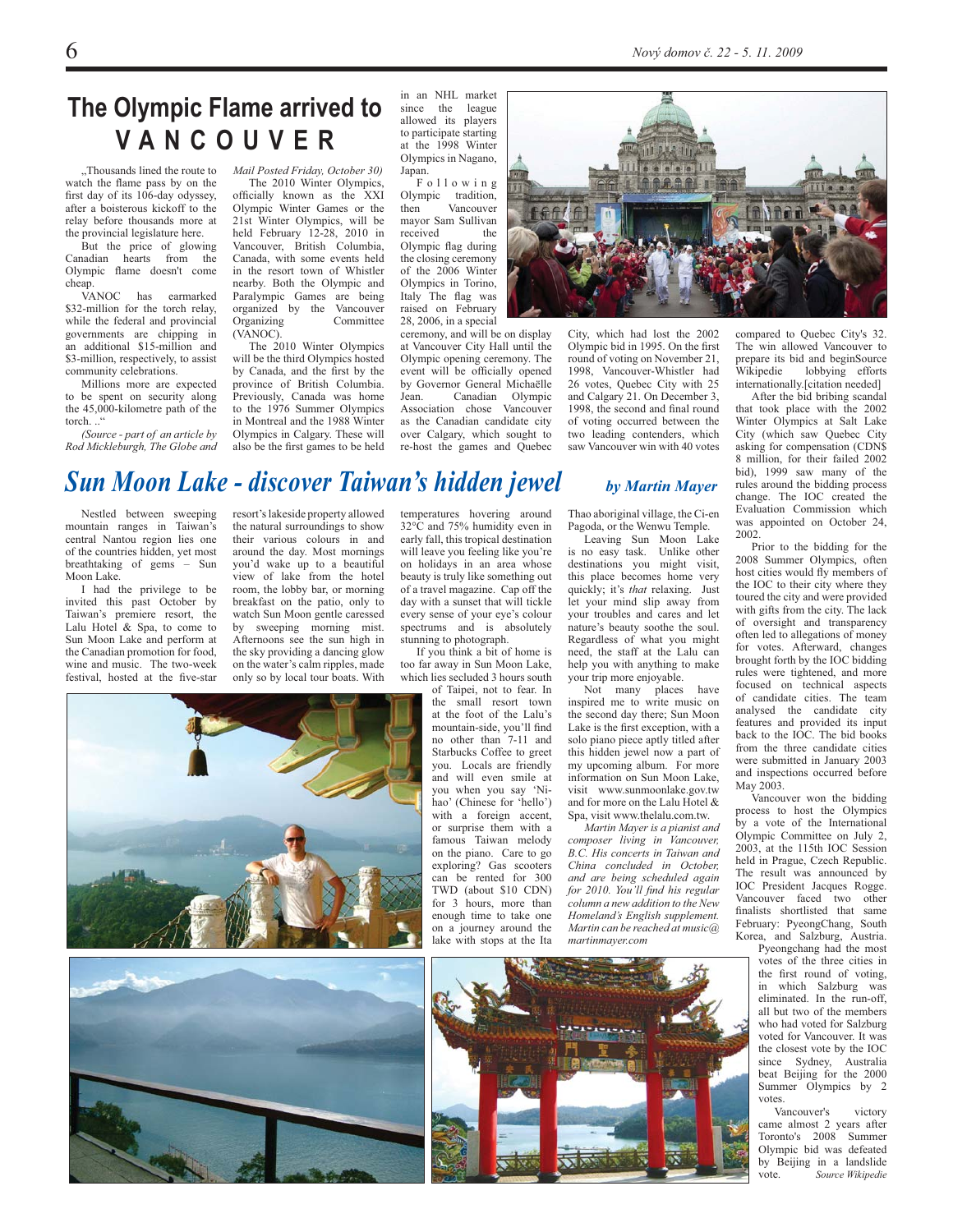# The Olympic Flame arrived to VANCOUVER

„Thousands lined the route to watch the flame pass by on the first day of its 106-day odyssey, after a boisterous kickoff to the relay before thousands more at the provincial legislature here.

But the price of glowing Canadian hearts from the Olympic flame doesn't come cheap.

VANOC has earmarked $32-million for the torch relay, while the federal and provincial governments are chipping in an additional $15-million and $3-million, respectively, to assist community celebrations.

Millions more are expected to be spent on security along the 45,000-kilometre path of the torch. ..“

*(Source - part of an article by Rod Mickleburgh, The Globe and Mail Posted Friday, October 30)*

The 2010 Winter Olympics, officially known as the XXI Olympic Winter Games or the 21st Winter Olympics, will be held February 12-28, 2010 in Vancouver, British Columbia, Canada, with some events held in the resort town of Whistler nearby. Both the Olympic and Paralympic Games are being organized by the Vancouver Organizing Committee (VANOC).

The 2010 Winter Olympics will be the third Olympics hosted by Canada, and the first by the province of British Columbia. Previously, Canada was home to the 1976 Summer Olympics in Montreal and the 1988 Winter Olympics in Calgary. These will also be the first games to be held in an NHL market since the league allowed its players to participate starting at the 1998 Winter Olympics in Nagano, Japan.

Following Olympic tradition, then Vancouver mayor Sam Sullivan received the Olympic flag during the closing ceremony of the 2006 Winter Olympics in Torino, Italy The flag was raised on February 28, 2006, in a special ceremony, and will be on display at Vancouver City Hall until the Olympic opening ceremony. The event will be officially opened by Governor General Michaëlle Jean. Canadian Olympic Association chose Vancouver as the Canadian candidate city over Calgary, which sought to re-host the games and Quebec City, which had lost the 2002 Olympic bid in 1995. On the first round of voting on November 21, 1998, Vancouver-Whistler had 26 votes, Quebec City with 25 and Calgary 21. On December 3, 1998, the second and final round of voting occurred between the two leading contenders, which saw Vancouver win with 40 votes compared to Quebec City's 32. The win allowed Vancouver to prepare its bid and beginSource Wikipedie lobbying efforts internationally.[citation needed]

After the bid bribing scandal that took place with the 2002 Winter Olympics at Salt Lake City (which saw Quebec City asking for compensation (CDN$ 8 million, for their failed 2002 bid), 1999 saw many of the rules around the bidding process change. The IOC created the Evaluation Commission which was appointed on October 24, 2002.

Prior to the bidding for the 2008 Summer Olympics, often host cities would fly members of the IOC to their city where they toured the city and were provided with gifts from the city. The lack of oversight and transparency often led to allegations of money for votes. Afterward, changes brought forth by the IOC bidding rules were tightened, and more focused on technical aspects of candidate cities. The team analysed the candidate city features and provided its input back to the IOC. The bid books from the three candidate cities were submitted in January 2003 and inspections occurred before May 2003.

Vancouver won the bidding process to host the Olympics by a vote of the International Olympic Committee on July 2, 2003, at the 115th IOC Session held in Prague, Czech Republic. The result was announced by IOC President Jacques Rogge. Vancouver faced two other finalists shortlisted that same February: PyeongChang, South Korea, and Salzburg, Austria.

Pyeongchang had the most votes of the three cities in the first round of voting, in which Salzburg was eliminated. In the run-off, all but two of the members who had voted for Salzburg voted for Vancouver. It was the closest vote by the IOC since Sydney, Australia beat Beijing for the 2000 Summer Olympics by 2 votes.

Vancouver's victory came almost 2 years after Toronto's 2008 Summer Olympic bid was defeated by Beijing in a landslide vote. *Source Wikipedie*

# *Sun Moon Lake - discover Taiwan's hidden jewel*

***by Martin Mayer***

Nestled between sweeping mountain ranges in Taiwan's central Nantou region lies one of the countries hidden, yet most breathtaking of gems – Sun Moon Lake.

I had the privilege to be invited this past October by Taiwan's premiere resort, the Lalu Hotel & Spa, to come to Sun Moon Lake and perform at the Canadian promotion for food, wine and music. The two-week festival, hosted at the five-star resort's lakeside property allowed the natural surroundings to show their various colours in and around the day. Most mornings you'd wake up to a beautiful view of lake from the hotel room, the lobby bar, or morning breakfast on the patio, only to watch Sun Moon gentle caressed by sweeping morning mist. Afternoons see the sun high in the sky providing a dancing glow on the water's calm ripples, made only so by local tour boats. With temperatures hovering around 32°C and 75% humidity even in early fall, this tropical destination will leave you feeling like you're on holidays in an area whose beauty is truly like something out of a travel magazine. Cap off the day with a sunset that will tickle every sense of your eye's colour spectrums and is absolutely stunning to photograph.

If you think a bit of home is too far away in Sun Moon Lake, which lies secluded 3 hours south of Taipei, not to fear. In the small resort town at the foot of the Lalu's mountain-side, you'll find no other than 7-11 and Starbucks Coffee to greet you. Locals are friendly and will even smile at you when you say 'Ni-hao' (Chinese for 'hello') with a foreign accent, or surprise them with a famous Taiwan melody on the piano. Care to go exploring? Gas scooters can be rented for 300 TWD (about $10 CDN) for 3 hours, more than enough time to take one on a journey around the lake with stops at the Ita Thao aboriginal village, the Ci-en Pagoda, or the Wenwu Temple.

Leaving Sun Moon Lake is no easy task. Unlike other destinations you might visit, this place becomes home very quickly; it's *that* relaxing. Just let your mind slip away from your troubles and cares and let nature's beauty soothe the soul. Regardless of what you might need, the staff at the Lalu can help you with anything to make your trip more enjoyable.

Not many places have inspired me to write music on the second day there; Sun Moon Lake is the first exception, with a solo piano piece aptly titled after this hidden jewel now a part of my upcoming album. For more information on Sun Moon Lake, visit www.sunmoonlake.gov.tw and for more on the Lalu Hotel & Spa, visit www.thelalu.com.tw.

*Martin Mayer is a pianist and composer living in Vancouver, B.C. His concerts in Taiwan and China concluded in October, and are being scheduled again for 2010. You'll find his regular column a new addition to the New Homeland's English supplement. Martin can be reached at music@martinmayer.com*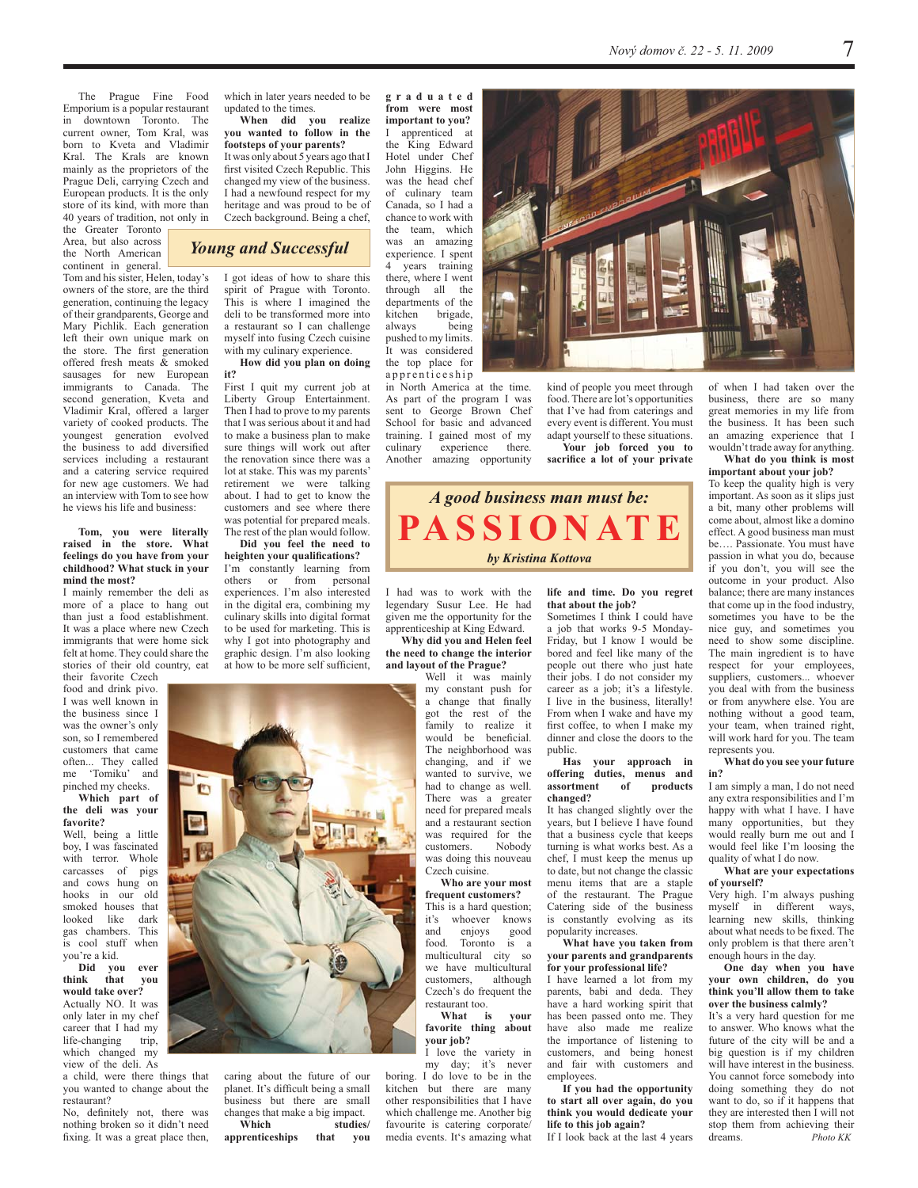## Young and Successful

# A good business man must be: PASSIONATE

*by Kristina Kottova*

The Prague Fine Food Emporium is a popular restaurant in downtown Toronto. The current owner, Tom Kral, was born to Kveta and Vladimir Kral. The Krals are known mainly as the proprietors of the Prague Deli, carrying Czech and European products. It is the only store of its kind, with more than 40 years of tradition, not only in the Greater Toronto Area, but also across the North American continent in general. Tom and his sister, Helen, today's owners of the store, are the third generation, continuing the legacy of their grandparents, George and Mary Pichlik. Each generation left their own unique mark on the store. The first generation offered fresh meats & smoked sausages for new European immigrants to Canada. The second generation, Kveta and Vladimir Kral, offered a larger variety of cooked products. The youngest generation evolved the business to add diversified services including a restaurant and a catering service required for new age customers. We had an interview with Tom to see how he views his life and business:

**Tom, you were literally raised in the store. What feelings do you have from your childhood? What stuck in your mind the most?**
I mainly remember the deli as more of a place to hang out than just a food establishment. It was a place where new Czech immigrants that were home sick felt at home. They could share the stories of their old country, eat their favorite Czech food and drink pivo. I was well known in the business since I was the owner's only son, so I remembered customers that came often... They called me 'Tomiku' and pinched my cheeks.

**Which part of the deli was your favorite?**
Well, being a little boy, I was fascinated with terror. Whole carcasses of pigs and cows hung on hooks in our old smoked houses that looked like dark gas chambers. This is cool stuff when you're a kid.

**Did you ever think that you would take over?**
Actually NO. It was only later in my chef career that I had my life-changing trip, which changed my view of the deli. As a child, were there things that you wanted to change about the restaurant?
No, definitely not, there was nothing broken so it didn't need fixing. It was a great place then, which in later years needed to be updated to the times.

**When did you realize you wanted to follow in the footsteps of your parents?**
It was only about 5 years ago that I first visited Czech Republic. This changed my view of the business. I had a newfound respect for my Czech background. Being a chef, I got ideas of how to share this spirit of Prague with Toronto. This is where I imagined the deli to be transformed more into a restaurant so I can challenge myself into fusing Czech cuisine with my culinary experience.

**How did you plan on doing it?**
First I quit my current job at Liberty Group Entertainment. Then I had to prove to my parents that I was serious about it and had to make a business plan to make sure things will work out after the renovation since there was a lot at stake. This was my parents' retirement we were talking about. I had to get to know the customers and see where there was potential for prepared meals. The rest of the plan would follow.

**Did you feel the need to heighten your qualifications?**
I'm constantly learning from others or from personal experiences. I'm also interested in the digital era, combining my culinary skills into digital format to be used for marketing. This is why I got into photography and graphic design. I'm also looking at how to be more self sufficient, caring about the future of our planet. It's difficult being a small business but there are small changes that make a big impact.

**Which studies/apprenticeships that you graduated from were most important to you?**
I apprenticed at the King Edward Hotel under Chef John Higgins. He was the head chef of culinary team Canada, so I had a chance to work with the team, which was an amazing experience. I spent 4 years training there, where I went through all the departments of the kitchen brigade, always being pushed to my limits. It was considered the top place for apprenticeship in North America at the time. As part of the program I was sent to George Brown Chef School for basic and advanced training. I gained most of my culinary experience there. Another amazing opportunity I had was to work with the legendary Susur Lee. He had given me the opportunity for the apprenticeship at King Edward.

**Why did you and Helen feel the need to change the interior and layout of the Prague?**
Well it was mainly my constant push for a change that finally got the rest of the family to realize it would be beneficial. The neighborhood was changing, and if we wanted to survive, we had to change as well. There was a greater need for prepared meals and a restaurant section was required for the customers. Nobody was doing this nouveau Czech cuisine.

**Who are your most frequent customers?**
This is a hard question; it's whoever knows and enjoys good food. Toronto is a multicultural city so we have multicultural customers, although Czech's do frequent the restaurant too.

**What is your favorite thing about your job?**
I love the variety in my day; it's never boring. I do love to be in the kitchen but there are many other responsibilities that I have which challenge me. Another big favourite is catering corporate/media events. It's amazing what kind of people you meet through food. There are lot's opportunities that I've had from caterings and every event is different. You must adapt yourself to these situations.

**Your job forced you to sacrifice a lot of your private life and time. Do you regret that about the job?**
Sometimes I think I could have a job that works 9-5 Monday-Friday, but I know I would be bored and feel like many of the people out there who just hate their jobs. I do not consider my career as a job; it's a lifestyle. I live in the business, literally! From when I wake and have my first coffee, to when I make my dinner and close the doors to the public.

**Has your approach in offering duties, menus and assortment of products changed?**
It has changed slightly over the years, but I believe I have found that a business cycle that keeps turning is what works best. As a chef, I must keep the menus up to date, but not change the classic menu items that are a staple of the restaurant. The Prague Catering side of the business is constantly evolving as its popularity increases.

**What have you taken from your parents and grandparents for your professional life?**
I have learned a lot from my parents, babi and deda. They have a hard working spirit that has been passed onto me. They have also made me realize the importance of listening to customers, and being honest and fair with customers and employees.

**If you had the opportunity to start all over again, do you think you would dedicate your life to this job again?**
If I look back at the last 4 years of when I had taken over the business, there are so many great memories in my life from the business. It has been such an amazing experience that I wouldn't trade away for anything.

**What do you think is most important about your job?**
To keep the quality high is very important. As soon as it slips just a bit, many other problems will come about, almost like a domino effect. A good business man must be…. Passionate. You must have passion in what you do, because if you don't, you will see the outcome in your product. Also balance; there are many instances that come up in the food industry, sometimes you have to be the nice guy, and sometimes you need to show some discipline. The main ingredient is to have respect for your employees, suppliers, customers... whoever you deal with from the business or from anywhere else. You are nothing without a good team, your team, when trained right, will work hard for you. The team represents you.

**What do you see your future in?**
I am simply a man, I do not need any extra responsibilities and I'm happy with what I have. I have many opportunities, but they would really burn me out and I would feel like I'm loosing the quality of what I do now.

**What are your expectations of yourself?**
Very high. I'm always pushing myself in different ways, learning new skills, thinking about what needs to be fixed. The only problem is that there aren't enough hours in the day.

**One day when you have your own children, do you think you'll allow them to take over the business calmly?**
It's a very hard question for me to answer. Who knows what the future of the city will be and a big question is if my children will have interest in the business. You cannot force somebody into doing something they do not want to do, so if it happens that they are interested then I will not stop them from achieving their dreams.

*Photo KK*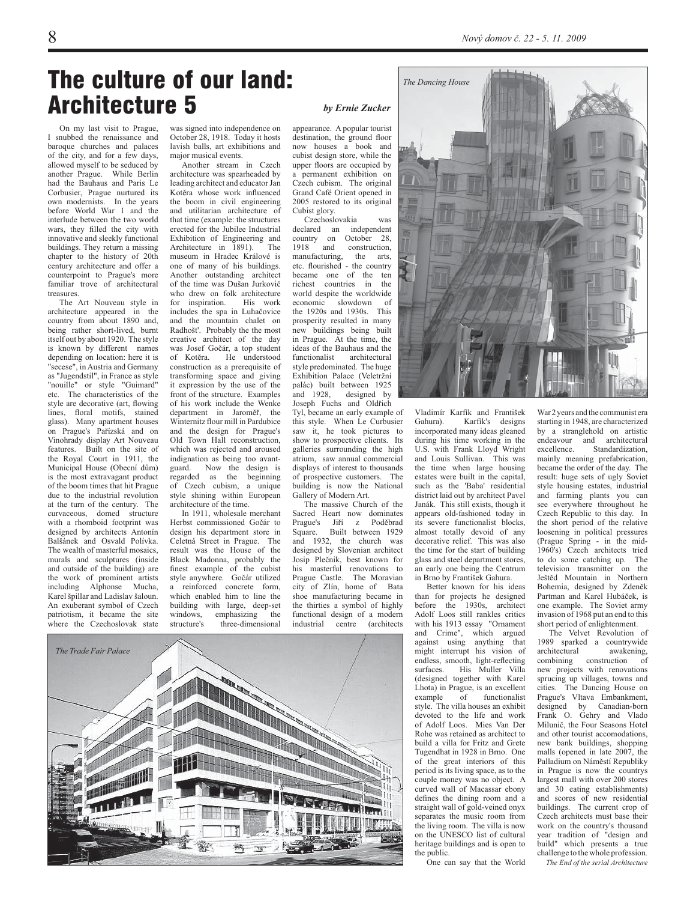# The culture of our land: Architecture 5

*by Ernie Zucker*

On my last visit to Prague, I snubbed the renaissance and baroque churches and palaces of the city, and for a few days, allowed myself to be seduced by another Prague. While Berlin had the Bauhaus and Paris Le Corbusier, Prague nurtured its own modernists. In the years before World War 1 and the interlude between the two world wars, they filled the city with innovative and sleekly functional buildings. They return a missing chapter to the history of 20th century architecture and offer a counterpoint to Prague's more familiar trove of architectural treasures.

The Art Nouveau style in architecture appeared in the country from about 1890 and, being rather short-lived, burnt itself out by about 1920. The style is known by different names depending on location: here it is "secese", in Austria and Germany as "Jugendstil", in France as style "nouille" or style "Guimard" etc. The characteristics of the style are decorative (art, flowing lines, floral motifs, stained glass). Many apartment houses on Prague's Pařížská and on Vinohrady display Art Nouveau features. Built on the site of the Royal Court in 1911, the Municipal House (Obecní dům) is the most extravagant product of the boom times that hit Prague due to the industrial revolution at the turn of the century. The curvaceous, domed structure with a rhomboid footprint was designed by architects Antonín Balšánek and Osvald Polívka. The wealth of masterful mosaics, murals and sculptures (inside and outside of the building) are the work of prominent artists including Alphonse Mucha, Karel špillar and Ladislav šaloun. An exuberant symbol of Czech patriotism, it became the site where the Czechoslovak state was signed into independence on October 28, 1918. Today it hosts lavish balls, art exhibitions and major musical events.

Another stream in Czech architecture was spearheaded by leading architect and educator Jan Kotěra whose work influenced the boom in civil engineering and utilitarian architecture of that time (example: the structures erected for the Jubilee Industrial Exhibition of Engineering and Architecture in 1891). The museum in Hradec Králové is one of many of his buildings. Another outstanding architect of the time was Dušan Jurkovič who drew on folk architecture for inspiration. His work includes the spa in Luhačovice and the mountain chalet on Radhošť. Probably the the most creative architect of the day was Josef Gočár, a top student of Kotěra. He understood construction as a prerequisite of transforming space and giving it expression by the use of the front of the structure. Examples of his work include the Wenke department in Jaroměř, the Winternitz flour mill in Pardubice and the design for Prague's Old Town Hall reconstruction, which was rejected and aroused indignation as being too avant-guard. Now the design is regarded as the beginning of Czech cubism, a unique style shining within European architecture of the time.

In 1911, wholesale merchant Herbst commissioned Gočár to design his department store in Celetná Street in Prague. The result was the House of the Black Madonna, probably the finest example of the cubist style anywhere. Gočár utilized a reinforced concrete form, which enabled him to line the building with large, deep-set windows, emphasizing the structure's three-dimensional appearance. A popular tourist destination, the ground floor now houses a book and cubist design store, while the upper floors are occupied by a permanent exhibition on Czech cubism. The original Grand Café Orient opened in 2005 restored to its original Cubist glory.

Czechoslovakia was declared an independent country on October 28, 1918 and construction, manufacturing, the arts, etc. flourished - the country became one of the ten richest countries in the world despite the worldwide economic slowdown of the 1920s and 1930s. This prosperity resulted in many new buildings being built in Prague. At the time, the ideas of the Bauhaus and the functionalist architectural style predominated. The huge Exhibition Palace (Veletržní palác) built between 1925 and 1928, designed by Joseph Fuchs and Oldřich Tyl, became an early example of this style. When Le Curbusier saw it, he took pictures to show to prospective clients. Its galleries surrounding the high atrium, saw annual commercial displays of interest to thousands of prospective customers. The building is now the National Gallery of Modern Art.

The massive Church of the Sacred Heart now dominates Prague's Jiří z Poděbrad Square. Built between 1929 and 1932, the church was designed by Slovenian architect Josip Plečnik, best known for his masterful renovations to Prague Castle. The Moravian city of Zlín, home of Bata shoe manufacturing became in the thirties a symbol of highly functional design of a modern industrial centre (architects Vladimír Karfík and František Gahura). Karfík's designs incorporated many ideas gleaned during his time working in the U.S. with Frank Lloyd Wright and Louis Sullivan. This was the time when large housing estates were built in the capital, such as the 'Baba' residential district laid out by architect Pavel Janák. This still exists, though it appears old-fashioned today in its severe functionalist blocks, almost totally devoid of any decorative relief. This was also the time for the start of building glass and steel department stores, an early one being the Centrum in Brno by František Gahura.

Better known for his ideas than for projects he designed before the 1930s, architect Adolf Loos still rankles critics with his 1913 essay "Ornament and Crime", which argued against using anything that might interrupt his vision of endless, smooth, light-reflecting surfaces. His Muller Villa (designed together with Karel Lhota) in Prague, is an excellent example of functionalist style. The villa houses an exhibit devoted to the life and work of Adolf Loos. Mies Van Der Rohe was retained as architect to build a villa for Fritz and Grete Tugendhat in 1928 in Brno. One of the great interiors of this period is its living space, as to the couple money was no object. A curved wall of Macassar ebony defines the dining room and a straight wall of gold-veined onyx separates the music room from the living room. The villa is now on the UNESCO list of cultural heritage buildings and is open to the public.

One can say that the World War 2 years and the communist era starting in 1948, are characterized by a stranglehold on artistic endeavour and architectural excellence. Standardization, mainly meaning prefabrication, became the order of the day. The result: huge sets of ugly Soviet style housing estates, industrial and farming plants you can see everywhere throughout he Czech Republic to this day. In the short period of the relative loosening in political pressures (Prague Spring - in the mid-1960's) Czech architects tried to do some catching up. The television transmitter on the Ještěd Mountain in Northern Bohemia, designed by Zdeněk Partman and Karel Hubáček, is one example. The Soviet army invasion of 1968 put an end to this short period of enlightenment.

The Velvet Revolution of 1989 sparked a countrywide architectural awakening, combining construction of new projects with renovations sprucing up villages, towns and cities. The Dancing House on Prague's Vltava Embankment, designed by Canadian-born Frank O. Gehry and Vlado Milunič, the Four Seasons Hotel and other tourist accomodations, new bank buildings, shopping malls (opened in late 2007, the Palladium on Náměstí Republiky in Prague is now the countrys largest mall with over 200 stores and 30 eating establishments) and scores of new residential buildings. The current crop of Czech architects must base their work on the country's thousand year tradition of "design and build" which presents a true challenge to the whole profession.

*The End of the serial Architecture*

*The Dancing House*

*The Trade Fair Palace*